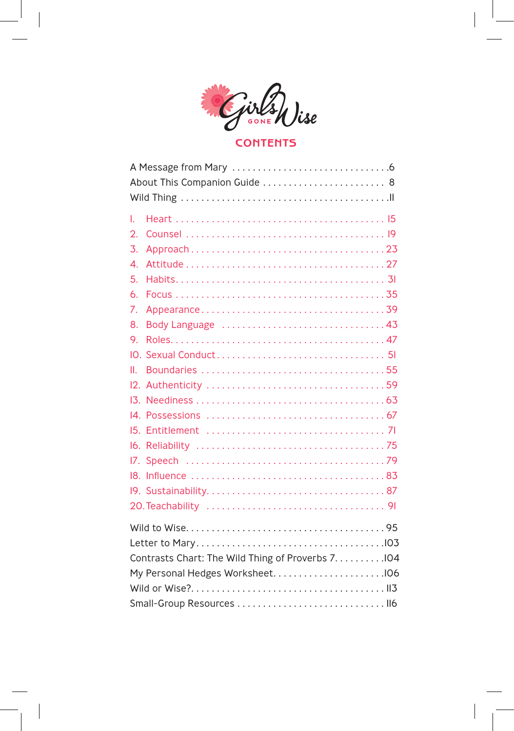Girls Gone Wise

# CONTENTS

A Message from Mary .............................. 6
About This Companion Guide ........................ 8
Wild Thing ....................................... 11

1. Heart ......................................... 15
2. Counsel ....................................... 19
3. Approach ...................................... 23
4. Attitude ...................................... 27
5. Habits ........................................ 31
6. Focus ......................................... 35
7. Appearance .................................... 39
8. Body Language ................................. 43
9. Roles ......................................... 47
10. Sexual Conduct ............................... 51
11. Boundaries ................................... 55
12. Authenticity ................................. 59
13. Neediness .................................... 63
14. Possessions .................................. 67
15. Entitlement .................................. 71
16. Reliability .................................. 75
17. Speech ....................................... 79
18. Influence .................................... 83
19. Sustainability ............................... 87
20. Teachability ................................. 91

Wild to Wise ..................................... 95
Letter to Mary ................................... 103
Contrasts Chart: The Wild Thing of Proverbs 7 .... 104
My Personal Hedges Worksheet ..................... 106
Wild or Wise? .................................... 113
Small-Group Resources ............................ 116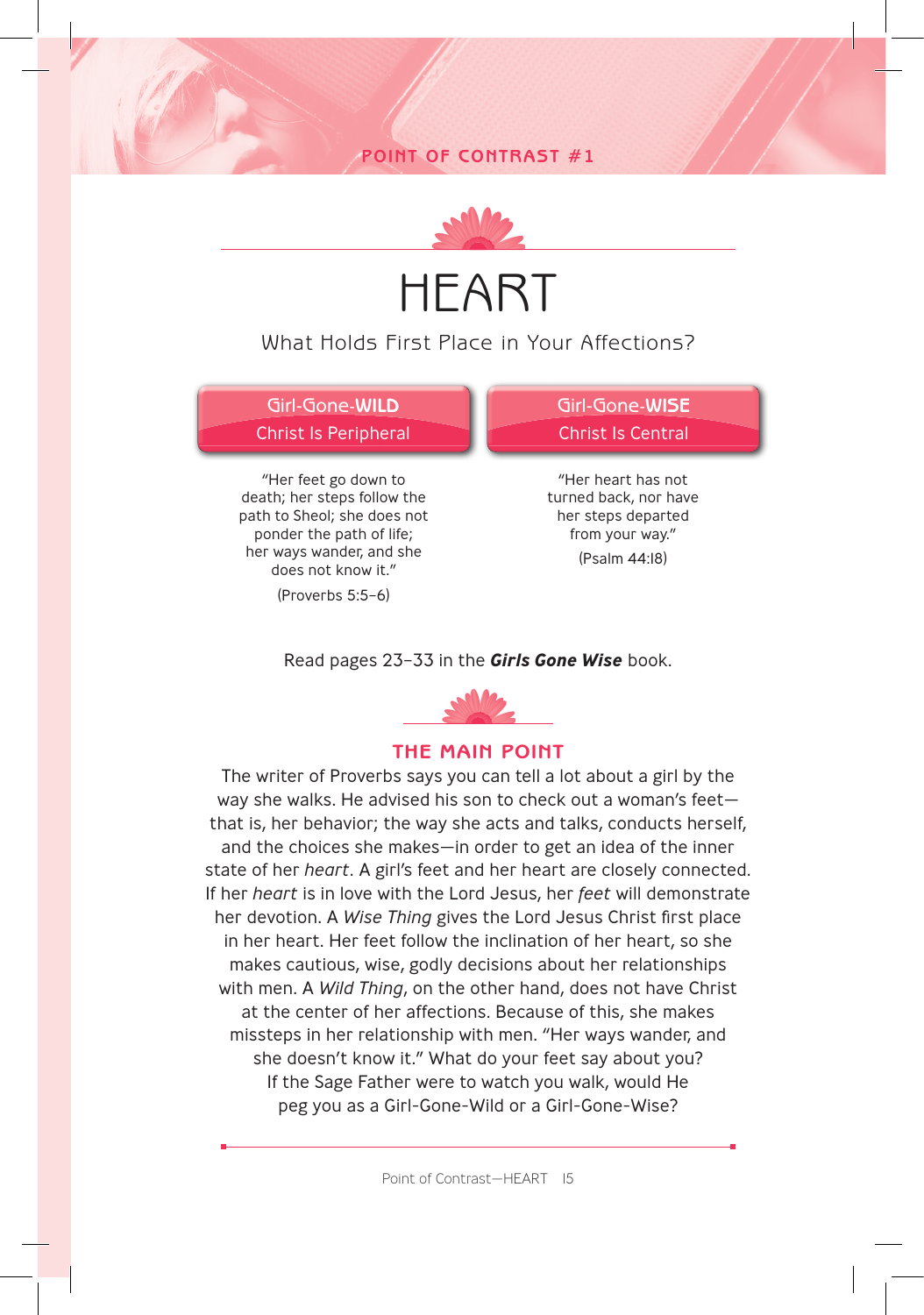POINT OF CONTRAST #1

# HEART

What Holds First Place in Your Affections?

| Girl-Gone-**WILD**<br>Christ Is Peripheral | Girl-Gone-**WISE**<br>Christ Is Central |
|---|---|
| "Her feet go down to death; her steps follow the path to Sheol; she does not ponder the path of life; her ways wander, and she does not know it."<br>(Proverbs 5:5–6) | "Her heart has not turned back, nor have her steps departed from your way."<br>(Psalm 44:18) |

Read pages 23–33 in the ***Girls Gone Wise*** book.

## THE MAIN POINT

The writer of Proverbs says you can tell a lot about a girl by the way she walks. He advised his son to check out a woman's feet—that is, her behavior; the way she acts and talks, conducts herself, and the choices she makes—in order to get an idea of the inner state of her *heart*. A girl's feet and her heart are closely connected. If her *heart* is in love with the Lord Jesus, her *feet* will demonstrate her devotion. A *Wise Thing* gives the Lord Jesus Christ first place in her heart. Her feet follow the inclination of her heart, so she makes cautious, wise, godly decisions about her relationships with men. A *Wild Thing*, on the other hand, does not have Christ at the center of her affections. Because of this, she makes missteps in her relationship with men. "Her ways wander, and she doesn't know it." What do your feet say about you? If the Sage Father were to watch you walk, would He peg you as a Girl-Gone-Wild or a Girl-Gone-Wise?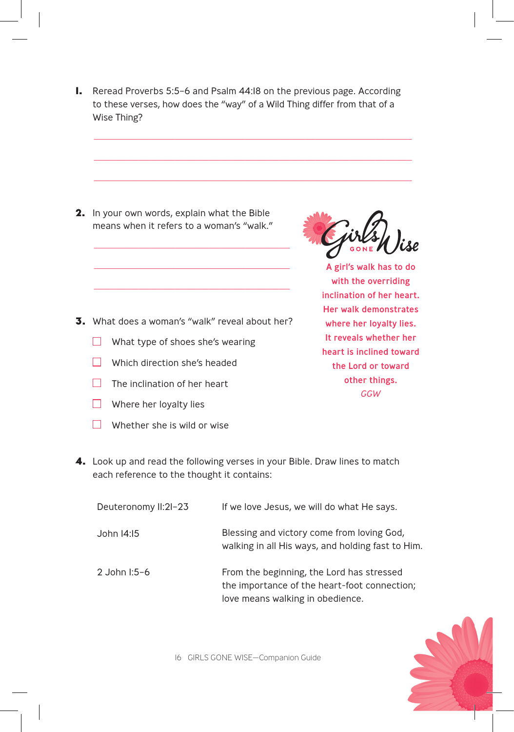1. Reread Proverbs 5:5–6 and Psalm 44:18 on the previous page. According to these verses, how does the "way" of a Wild Thing differ from that of a Wise Thing?

_______________________________________________

_______________________________________________

_______________________________________________

2. In your own words, explain what the Bible means when it refers to a woman's "walk."

_______________________________________________

_______________________________________________

_______________________________________________

> **Girls Gone Wise**
>
> **A girl's walk has to do with the overriding inclination of her heart. Her walk demonstrates where her loyalty lies. It reveals whether her heart is inclined toward the Lord or toward other things.**
>
> *GGW*

3. What does a woman's "walk" reveal about her?

- [ ] What type of shoes she's wearing
- [ ] Which direction she's headed
- [ ] The inclination of her heart
- [ ] Where her loyalty lies
- [ ] Whether she is wild or wise

4. Look up and read the following verses in your Bible. Draw lines to match each reference to the thought it contains:

| | |
|---|---|
| Deuteronomy 11:21–23 | If we love Jesus, we will do what He says. |
| John 14:15 | Blessing and victory come from loving God, walking in all His ways, and holding fast to Him. |
| 2 John 1:5–6 | From the beginning, the Lord has stressed the importance of the heart-foot connection; love means walking in obedience. |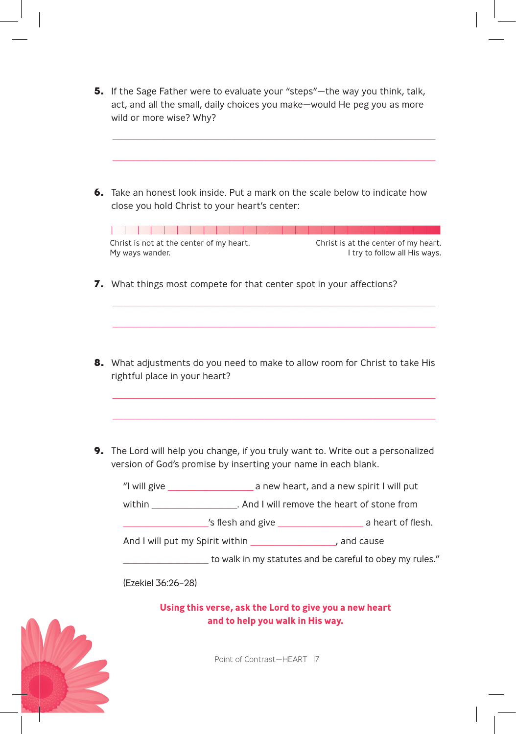**5.** If the Sage Father were to evaluate your "steps"—the way you think, talk, act, and all the small, daily choices you make—would He peg you as more wild or more wise? Why?

______________________________________________________________

______________________________________________________________

**6.** Take an honest look inside. Put a mark on the scale below to indicate how close you hold Christ to your heart's center:

| Christ is not at the center of my heart. My ways wander. | Christ is at the center of my heart. I try to follow all His ways. |
|---|---|

**7.** What things most compete for that center spot in your affections?

______________________________________________________________

______________________________________________________________

**8.** What adjustments do you need to make to allow room for Christ to take His rightful place in your heart?

______________________________________________________________

______________________________________________________________

**9.** The Lord will help you change, if you truly want to. Write out a personalized version of God's promise by inserting your name in each blank.

"I will give ________________ a new heart, and a new spirit I will put within ________________. And I will remove the heart of stone from ________________'s flesh and give ________________ a heart of flesh. And I will put my Spirit within ________________, and cause ________________ to walk in my statutes and be careful to obey my rules."

(Ezekiel 36:26–28)

**Using this verse, ask the Lord to give you a new heart and to help you walk in His way.**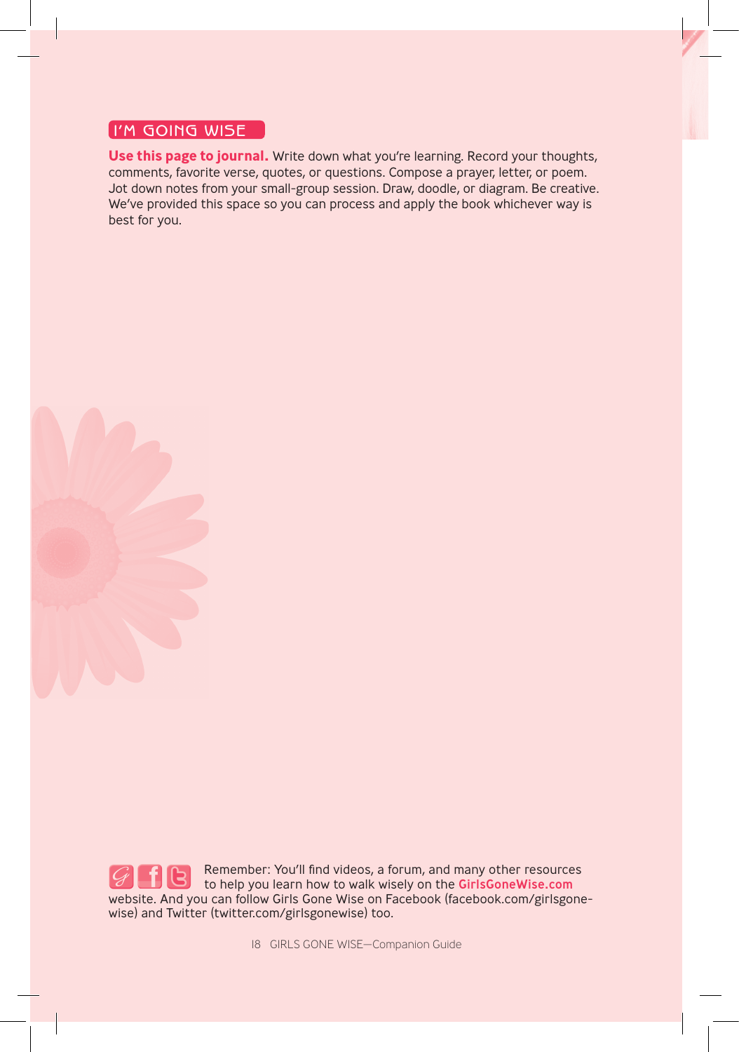## I'M GOING WISE

**Use this page to journal.** Write down what you're learning. Record your thoughts, comments, favorite verse, quotes, or questions. Compose a prayer, letter, or poem. Jot down notes from your small-group session. Draw, doodle, or diagram. Be creative. We've provided this space so you can process and apply the book whichever way is best for you.

Remember: You'll find videos, a forum, and many other resources to help you learn how to walk wisely on the **GirlsGoneWise.com** website. And you can follow Girls Gone Wise on Facebook (facebook.com/girlsgone-wise) and Twitter (twitter.com/girlsgonewise) too.